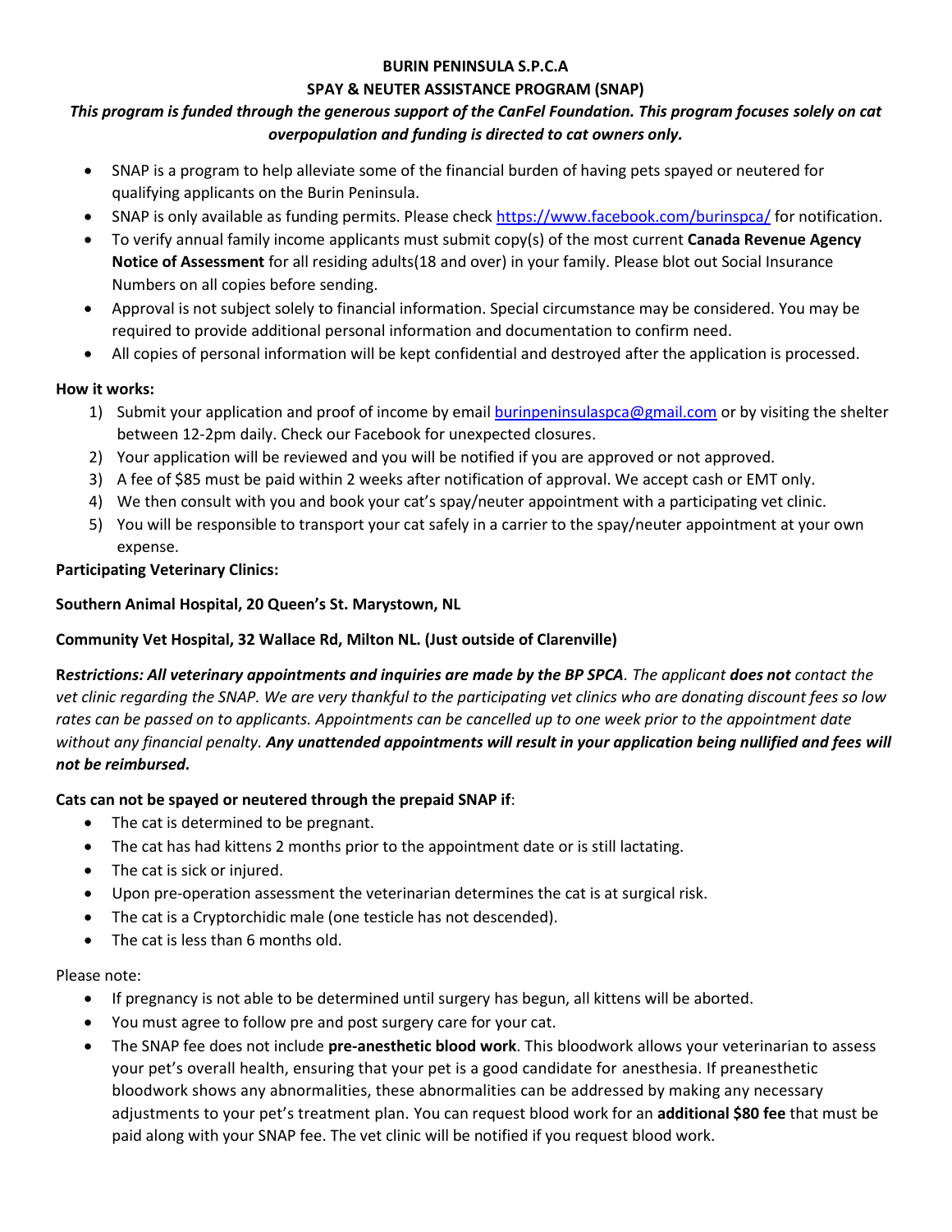# BURIN PENINSULA S.P.C.A

## SPAY & NEUTER ASSISTANCE PROGRAM (SNAP)

***This program is funded through the generous support of the CanFel Foundation. This program focuses solely on cat overpopulation and funding is directed to cat owners only.***

- SNAP is a program to help alleviate some of the financial burden of having pets spayed or neutered for qualifying applicants on the Burin Peninsula.
- SNAP is only available as funding permits. Please check https://www.facebook.com/burinspca/ for notification.
- To verify annual family income applicants must submit copy(s) of the most current **Canada Revenue Agency Notice of Assessment** for all residing adults(18 and over) in your family. Please blot out Social Insurance Numbers on all copies before sending.
- Approval is not subject solely to financial information. Special circumstance may be considered. You may be required to provide additional personal information and documentation to confirm need.
- All copies of personal information will be kept confidential and destroyed after the application is processed.

**How it works:**

1) Submit your application and proof of income by email burinpeninsulaspca@gmail.com or by visiting the shelter between 12-2pm daily. Check our Facebook for unexpected closures.
2) Your application will be reviewed and you will be notified if you are approved or not approved.
3) A fee of $85 must be paid within 2 weeks after notification of approval. We accept cash or EMT only.
4) We then consult with you and book your cat's spay/neuter appointment with a participating vet clinic.
5) You will be responsible to transport your cat safely in a carrier to the spay/neuter appointment at your own expense.

**Participating Veterinary Clinics:**

**Southern Animal Hospital, 20 Queen's St. Marystown, NL**

**Community Vet Hospital, 32 Wallace Rd, Milton NL. (Just outside of Clarenville)**

**R*estrictions: All veterinary appointments and inquiries are made by the BP SPCA*.** *The applicant* ***does not*** *contact the vet clinic regarding the SNAP. We are very thankful to the participating vet clinics who are donating discount fees so low rates can be passed on to applicants. Appointments can be cancelled up to one week prior to the appointment date without any financial penalty.* ***Any unattended appointments will result in your application being nullified and fees will not be reimbursed.***

**Cats can not be spayed or neutered through the prepaid SNAP if**:

- The cat is determined to be pregnant.
- The cat has had kittens 2 months prior to the appointment date or is still lactating.
- The cat is sick or injured.
- Upon pre-operation assessment the veterinarian determines the cat is at surgical risk.
- The cat is a Cryptorchidic male (one testicle has not descended).
- The cat is less than 6 months old.

Please note:

- If pregnancy is not able to be determined until surgery has begun, all kittens will be aborted.
- You must agree to follow pre and post surgery care for your cat.
- The SNAP fee does not include **pre-anesthetic blood work**. This bloodwork allows your veterinarian to assess your pet's overall health, ensuring that your pet is a good candidate for anesthesia. If preanesthetic bloodwork shows any abnormalities, these abnormalities can be addressed by making any necessary adjustments to your pet's treatment plan. You can request blood work for an **additional $80 fee** that must be paid along with your SNAP fee. The vet clinic will be notified if you request blood work.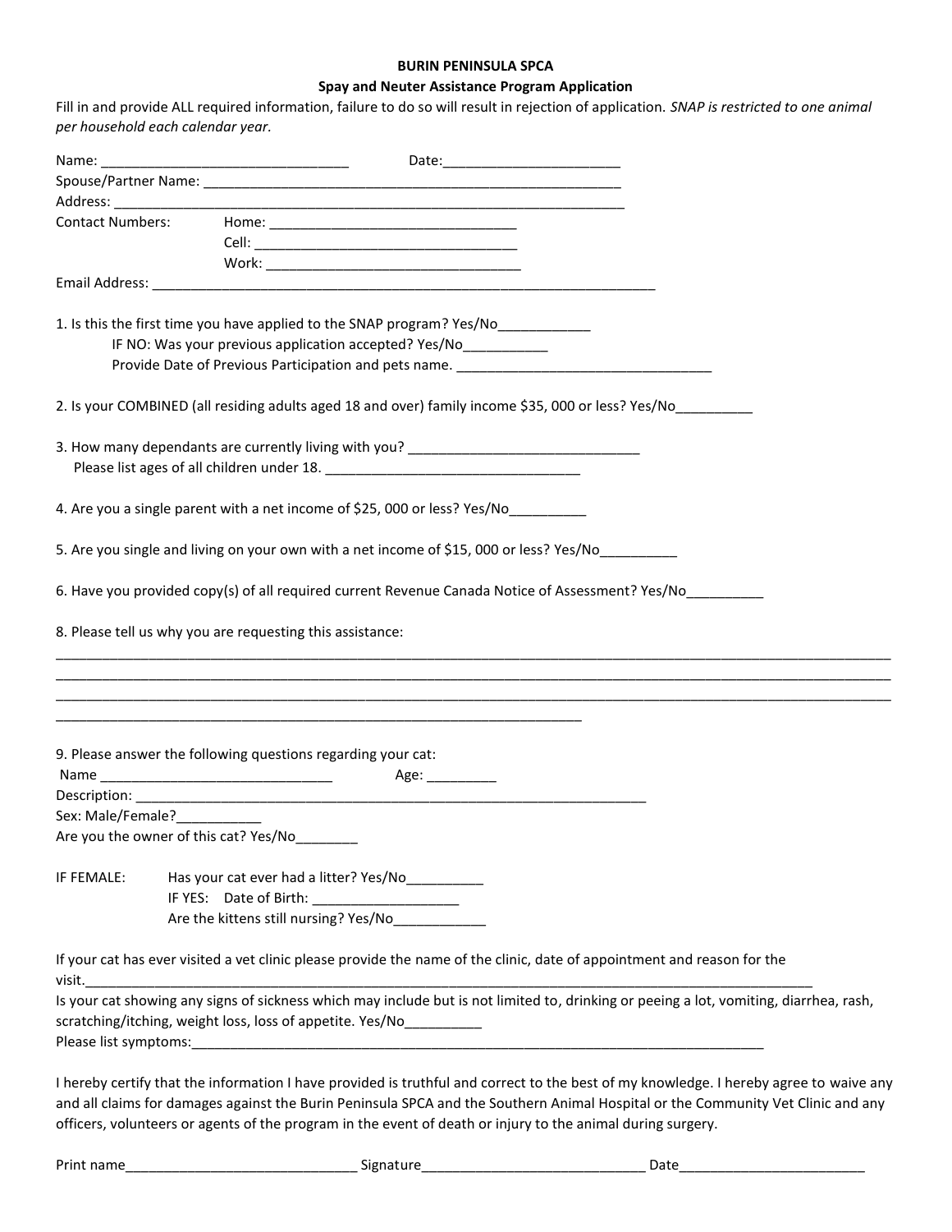**BURIN PENINSULA SPCA**

**Spay and Neuter Assistance Program Application**

Fill in and provide ALL required information, failure to do so will result in rejection of application. *SNAP is restricted to one animal per household each calendar year.*

Name: ________________________________ Date:_______________________

Spouse/Partner Name: ________________________________________________________

Address: ____________________________________________________________________

Contact Numbers: Home: ________________________________

Cell: __________________________________

Work: _________________________________

Email Address: _________________________________________________________________

1. Is this the first time you have applied to the SNAP program? Yes/No____________

   IF NO: Was your previous application accepted? Yes/No___________

   Provide Date of Previous Participation and pets name. _________________________________

2. Is your COMBINED (all residing adults aged 18 and over) family income $35, 000 or less? Yes/No__________

3. How many dependants are currently living with you? ______________________________

   Please list ages of all children under 18. _________________________________

4. Are you a single parent with a net income of $25, 000 or less? Yes/No__________

5. Are you single and living on your own with a net income of $15, 000 or less? Yes/No__________

6. Have you provided copy(s) of all required current Revenue Canada Notice of Assessment? Yes/No__________

8. Please tell us why you are requesting this assistance:

__________________________________________________________________________________________

__________________________________________________________________________________________

__________________________________________________________________________________________

_______________________________________________________________________

9. Please answer the following questions regarding your cat:

Name ______________________________ Age: _________

Description: ___________________________________________________________________

Sex: Male/Female?___________

Are you the owner of this cat? Yes/No________

IF FEMALE: Has your cat ever had a litter? Yes/No__________

IF YES: Date of Birth: ___________________

Are the kittens still nursing? Yes/No____________

If your cat has ever visited a vet clinic please provide the name of the clinic, date of appointment and reason for the visit.__________________________________________________________________________________________

Is your cat showing any signs of sickness which may include but is not limited to, drinking or peeing a lot, vomiting, diarrhea, rash, scratching/itching, weight loss, loss of appetite. Yes/No__________

Please list symptoms:_______________________________________________________________________________

I hereby certify that the information I have provided is truthful and correct to the best of my knowledge. I hereby agree to waive any and all claims for damages against the Burin Peninsula SPCA and the Southern Animal Hospital or the Community Vet Clinic and any officers, volunteers or agents of the program in the event of death or injury to the animal during surgery.

Print name______________________________ Signature_____________________________ Date________________________